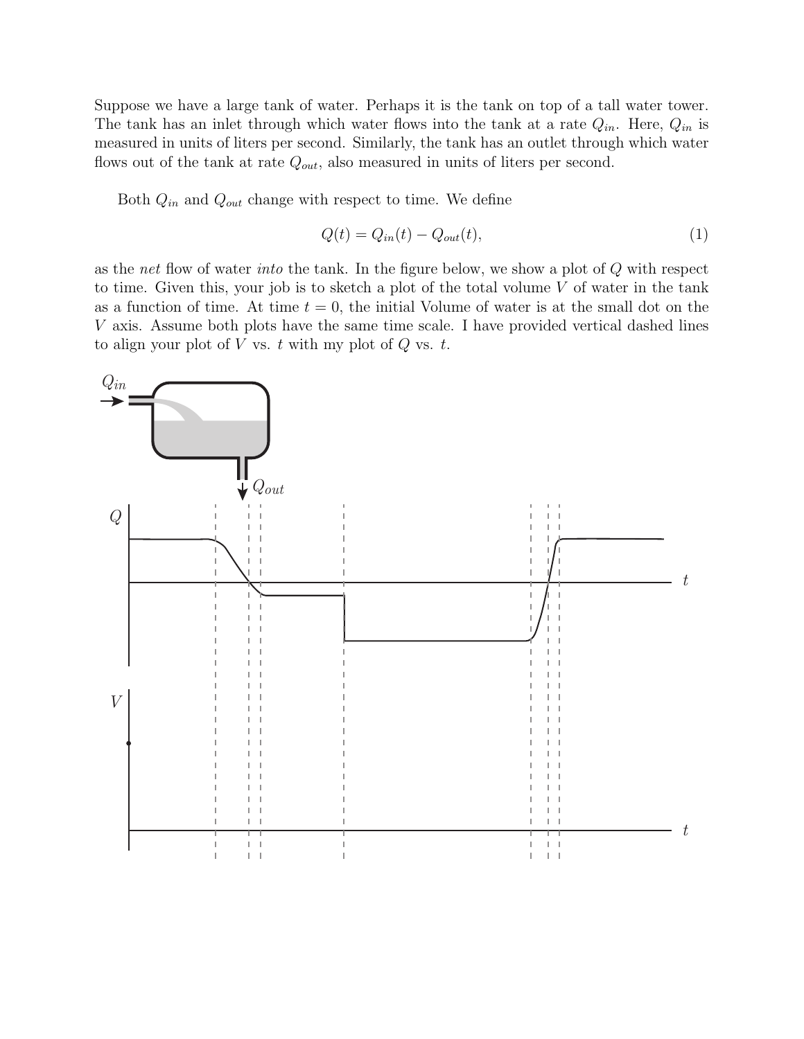Suppose we have a large tank of water. Perhaps it is the tank on top of a tall water tower. The tank has an inlet through which water flows into the tank at a rate $Q_{in}$. Here, $Q_{in}$ is measured in units of liters per second. Similarly, the tank has an outlet through which water flows out of the tank at rate $Q_{out}$, also measured in units of liters per second.

Both $Q_{in}$ and $Q_{out}$ change with respect to time. We define

$$Q(t) = Q_{in}(t) - Q_{out}(t), \tag{1}$$

as the *net* flow of water *into* the tank. In the figure below, we show a plot of $Q$ with respect to time. Given this, your job is to sketch a plot of the total volume $V$ of water in the tank as a function of time. At time $t = 0$, the initial Volume of water is at the small dot on the $V$ axis. Assume both plots have the same time scale. I have provided vertical dashed lines to align your plot of $V$ vs. $t$ with my plot of $Q$ vs. $t$.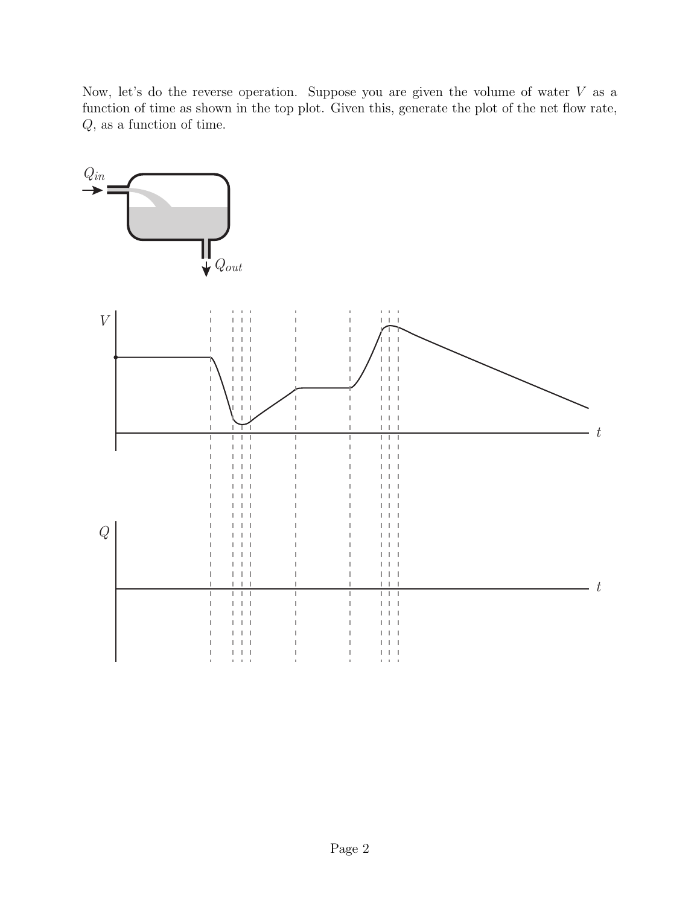Now, let's do the reverse operation. Suppose you are given the volume of water $V$ as a function of time as shown in the top plot. Given this, generate the plot of the net flow rate, $Q$, as a function of time.

$Q_{in}$

$Q_{out}$

$V$

$t$

$Q$

$t$